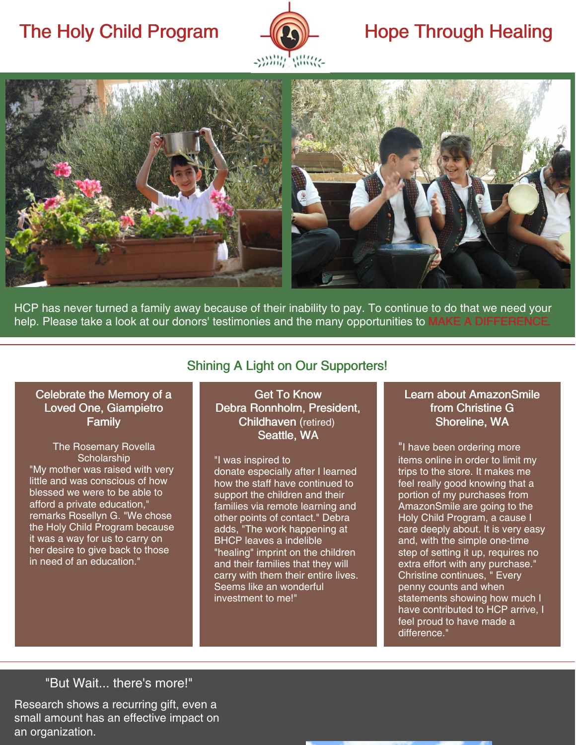# The Holy Child Program

# Hope Through Healing

HCP has never turned a family away because of their inability to pay. To continue to do that we need your help. Please take a look at our donors' testimonies and the many opportunities to MAKE A DIFFERENCE.

## Shining A Light on Our Supporters!

### Celebrate the Memory of a Loved One, Giampietro Family

The Rosemary Rovella Scholarship

"My mother was raised with very little and was conscious of how blessed we were to be able to afford a private education," remarks Rosellyn G. "We chose the Holy Child Program because it was a way for us to carry on her desire to give back to those in need of an education."

### Get To Know Debra Ronnholm, President, Childhaven (retired) Seattle, WA

"I was inspired to donate especially after I learned how the staff have continued to support the children and their families via remote learning and other points of contact." Debra adds, "The work happening at BHCP leaves a indelible "healing" imprint on the children and their families that they will carry with them their entire lives. Seems like an wonderful investment to me!"

### Learn about AmazonSmile from Christine G Shoreline, WA

"I have been ordering more items online in order to limit my trips to the store. It makes me feel really good knowing that a portion of my purchases from AmazonSmile are going to the Holy Child Program, a cause I care deeply about. It is very easy and, with the simple one-time step of setting it up, requires no extra effort with any purchase." Christine continues, " Every penny counts and when statements showing how much I have contributed to HCP arrive, I feel proud to have made a difference."

## "But Wait... there's more!"

Research shows a recurring gift, even a small amount has an effective impact on an organization.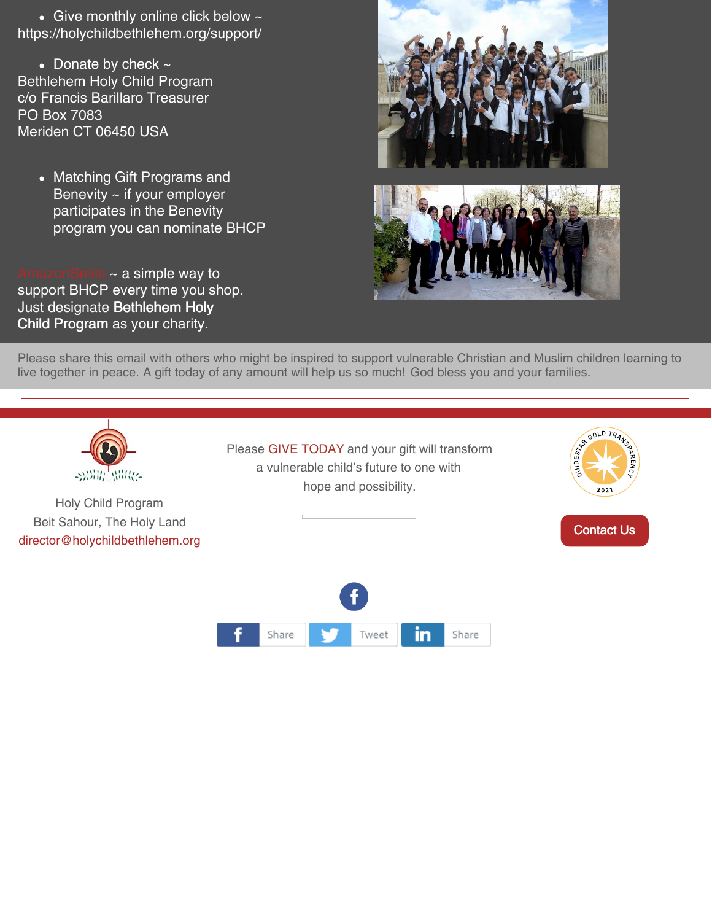- Give monthly online click below ~
https://holychildbethlehem.org/support/

- Donate by check ~
Bethlehem Holy Child Program
c/o Francis Barillaro Treasurer
PO Box 7083
Meriden CT 06450 USA

- Matching Gift Programs and Benevity ~ if your employer participates in the Benevity program you can nominate BHCP

AmazonSmile ~ a simple way to support BHCP every time you shop. Just designate **Bethlehem Holy Child Program** as your charity.

Please share this email with others who might be inspired to support vulnerable Christian and Muslim children learning to live together in peace. A gift today of any amount will help us so much! God bless you and your families.

---

Holy Child Program
Beit Sahour, The Holy Land
director@holychildbethlehem.org

Please GIVE TODAY and your gift will transform a vulnerable child's future to one with hope and possibility.

GUIDESTAR GOLD TRANSPARENCY 2021

Contact Us

Share Tweet Share